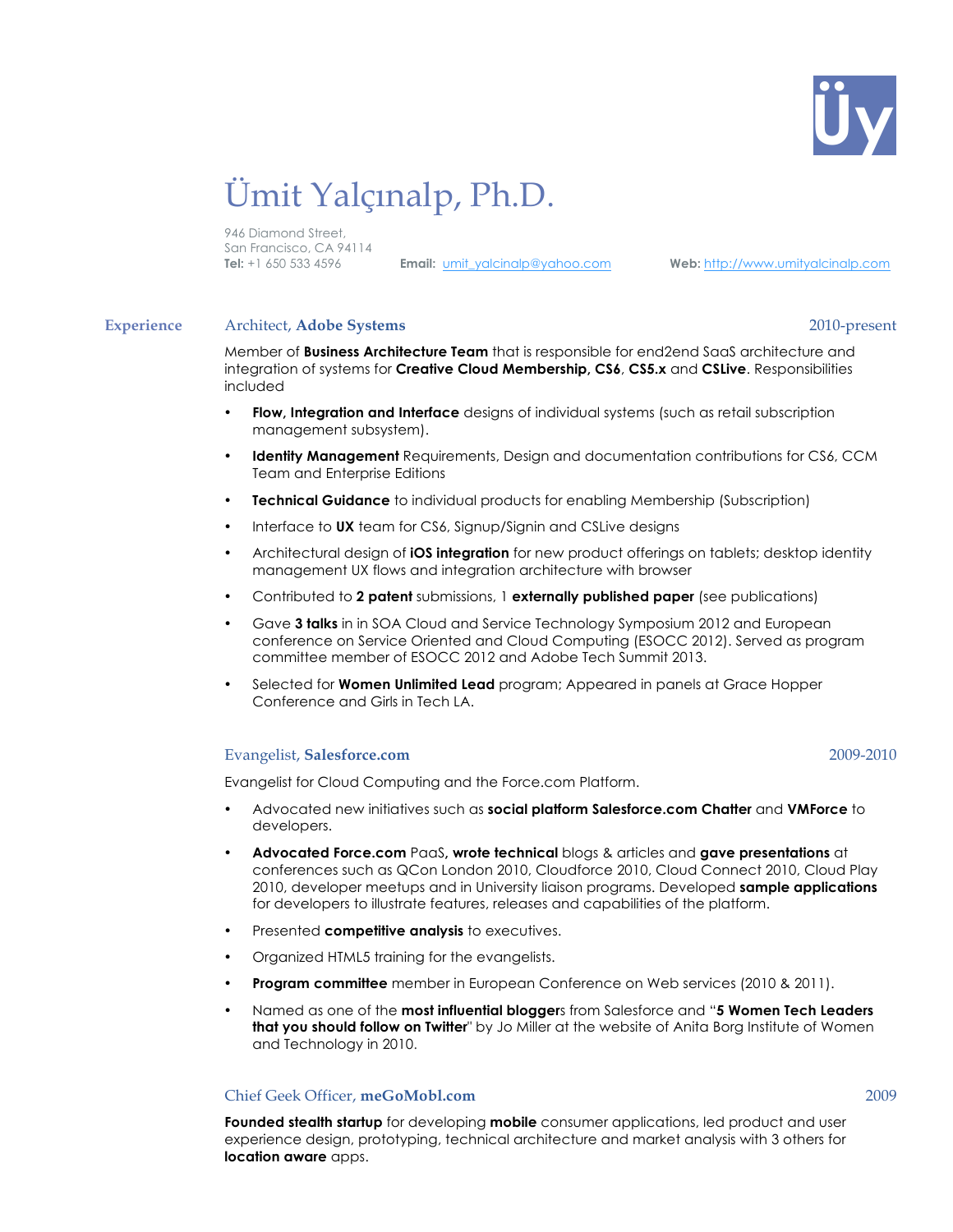# Ümit Yalçınalp, Ph.D.

946 Diamond Street,
San Francisco, CA 94114
**Tel:** +1 650 533 4596 **Email:** umit_yalcinalp@yahoo.com **Web:** http://www.umityalcinalp.com

## Experience

### Architect, **Adobe Systems** — 2010-present

Member of **Business Architecture Team** that is responsible for end2end SaaS architecture and integration of systems for **Creative Cloud Membership, CS6**, **CS5.x** and **CSLive**. Responsibilities included

- **Flow, Integration and Interface** designs of individual systems (such as retail subscription management subsystem).
- **Identity Management** Requirements, Design and documentation contributions for CS6, CCM Team and Enterprise Editions
- **Technical Guidance** to individual products for enabling Membership (Subscription)
- Interface to **UX** team for CS6, Signup/Signin and CSLive designs
- Architectural design of **iOS integration** for new product offerings on tablets; desktop identity management UX flows and integration architecture with browser
- Contributed to **2 patent** submissions, 1 **externally published paper** (see publications)
- Gave **3 talks** in in SOA Cloud and Service Technology Symposium 2012 and European conference on Service Oriented and Cloud Computing (ESOCC 2012). Served as program committee member of ESOCC 2012 and Adobe Tech Summit 2013.
- Selected for **Women Unlimited Lead** program; Appeared in panels at Grace Hopper Conference and Girls in Tech LA.

### Evangelist, **Salesforce.com** — 2009-2010

Evangelist for Cloud Computing and the Force.com Platform.

- Advocated new initiatives such as **social platform Salesforce.com Chatter** and **VMForce** to developers.
- **Advocated Force.com** PaaS**, wrote technical** blogs & articles and **gave presentations** at conferences such as QCon London 2010, Cloudforce 2010, Cloud Connect 2010, Cloud Play 2010, developer meetups and in University liaison programs. Developed **sample applications** for developers to illustrate features, releases and capabilities of the platform.
- Presented **competitive analysis** to executives.
- Organized HTML5 training for the evangelists.
- **Program committee** member in European Conference on Web services (2010 & 2011).
- Named as one of the **most influential blogger**s from Salesforce and "**5 Women Tech Leaders that you should follow on Twitter**" by Jo Miller at the website of Anita Borg Institute of Women and Technology in 2010.

### Chief Geek Officer, **meGoMobl.com** — 2009

**Founded stealth startup** for developing **mobile** consumer applications, led product and user experience design, prototyping, technical architecture and market analysis with 3 others for **location aware** apps.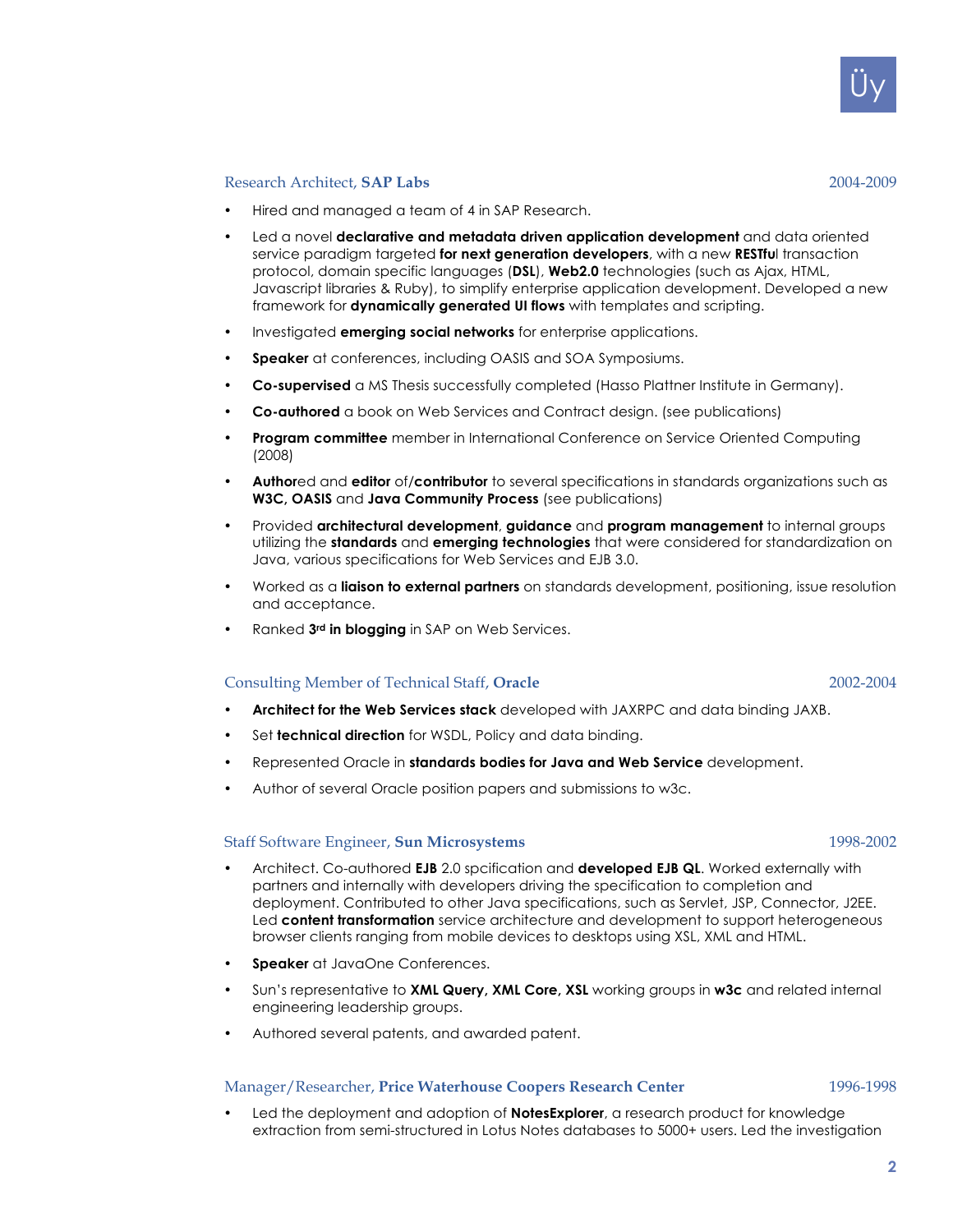### Research Architect, **SAP Labs** 2004-2009

- Hired and managed a team of 4 in SAP Research.
- Led a novel **declarative and metadata driven application development** and data oriented service paradigm targeted **for next generation developers**, with a new **RESTfu**l transaction protocol, domain specific languages (**DSL**), **Web2.0** technologies (such as Ajax, HTML, Javascript libraries & Ruby), to simplify enterprise application development. Developed a new framework for **dynamically generated UI flows** with templates and scripting.
- Investigated **emerging social networks** for enterprise applications.
- **Speaker** at conferences, including OASIS and SOA Symposiums.
- **Co-supervised** a MS Thesis successfully completed (Hasso Plattner Institute in Germany).
- **Co-authored** a book on Web Services and Contract design. (see publications)
- **Program committee** member in International Conference on Service Oriented Computing (2008)
- **Author**ed and **editor** of/**contributor** to several specifications in standards organizations such as **W3C, OASIS** and **Java Community Process** (see publications)
- Provided **architectural development**, **guidance** and **program management** to internal groups utilizing the **standards** and **emerging technologies** that were considered for standardization on Java, various specifications for Web Services and EJB 3.0.
- Worked as a **liaison to external partners** on standards development, positioning, issue resolution and acceptance.
- Ranked **3rd in blogging** in SAP on Web Services.

### Consulting Member of Technical Staff, **Oracle** 2002-2004

- **Architect for the Web Services stack** developed with JAXRPC and data binding JAXB.
- Set **technical direction** for WSDL, Policy and data binding.
- Represented Oracle in **standards bodies for Java and Web Service** development.
- Author of several Oracle position papers and submissions to w3c.

### Staff Software Engineer, **Sun Microsystems** 1998-2002

- Architect. Co-authored **EJB** 2.0 spcification and **developed EJB QL**. Worked externally with partners and internally with developers driving the specification to completion and deployment. Contributed to other Java specifications, such as Servlet, JSP, Connector, J2EE. Led **content transformation** service architecture and development to support heterogeneous browser clients ranging from mobile devices to desktops using XSL, XML and HTML.
- **Speaker** at JavaOne Conferences.
- Sun's representative to **XML Query, XML Core, XSL** working groups in **w3c** and related internal engineering leadership groups.
- Authored several patents, and awarded patent.

### Manager/Researcher, **Price Waterhouse Coopers Research Center** 1996-1998

- Led the deployment and adoption of **NotesExplorer**, a research product for knowledge extraction from semi-structured in Lotus Notes databases to 5000+ users. Led the investigation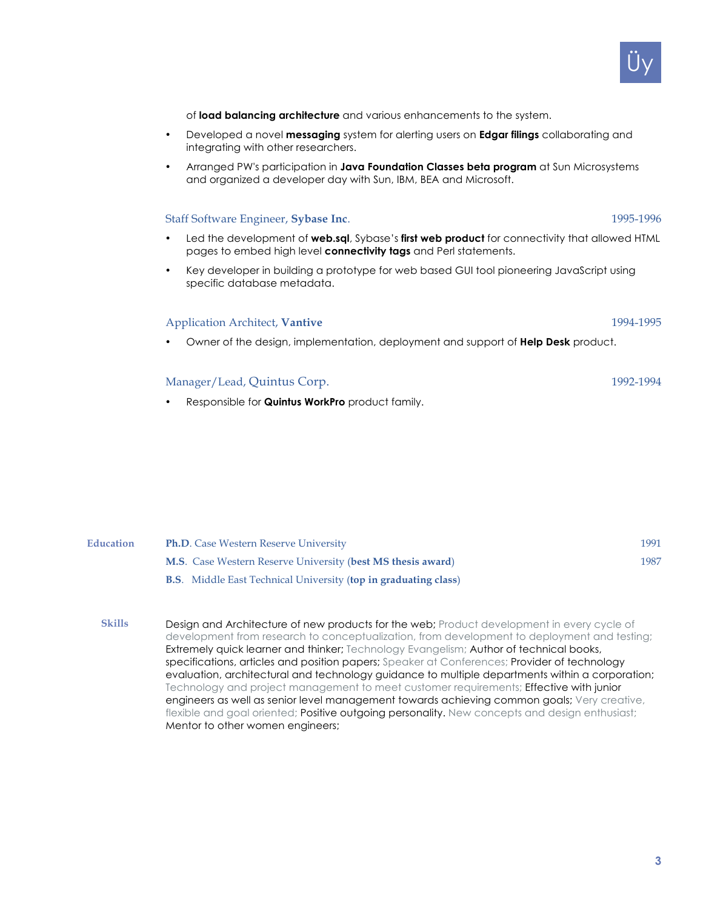of **load balancing architecture** and various enhancements to the system.

- Developed a novel **messaging** system for alerting users on **Edgar filings** collaborating and integrating with other researchers.
- Arranged PW's participation in **Java Foundation Classes beta program** at Sun Microsystems and organized a developer day with Sun, IBM, BEA and Microsoft.

### Staff Software Engineer, **Sybase Inc**. — 1995-1996

- Led the development of **web.sql**, Sybase's **first web product** for connectivity that allowed HTML pages to embed high level **connectivity tags** and Perl statements.
- Key developer in building a prototype for web based GUI tool pioneering JavaScript using specific database metadata.

### Application Architect, **Vantive** — 1994-1995

- Owner of the design, implementation, deployment and support of **Help Desk** product.

### Manager/Lead, Quintus Corp. — 1992-1994

- Responsible for **Quintus WorkPro** product family.

## Education

**Ph.D**. Case Western Reserve University — 1991

**M.S**. Case Western Reserve University (**best MS thesis award**) — 1987

**B.S**. Middle East Technical University (**top in graduating class**)

## Skills

Design and Architecture of new products for the web; Product development in every cycle of development from research to conceptualization, from development to deployment and testing; Extremely quick learner and thinker; Technology Evangelism; Author of technical books, specifications, articles and position papers; Speaker at Conferences; Provider of technology evaluation, architectural and technology guidance to multiple departments within a corporation; Technology and project management to meet customer requirements; Effective with junior engineers as well as senior level management towards achieving common goals; Very creative, flexible and goal oriented; Positive outgoing personality. New concepts and design enthusiast; Mentor to other women engineers;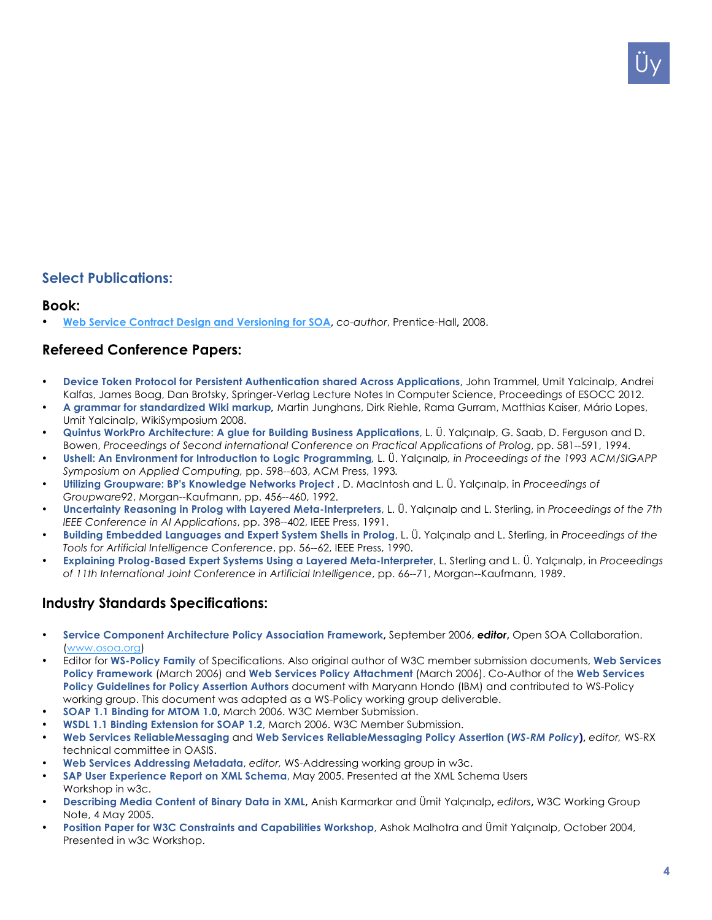## Select Publications:

### Book:

- **Web Service Contract Design and Versioning for SOA**, *co-author*, Prentice-Hall**,** 2008.

### Refereed Conference Papers:

- **Device Token Protocol for Persistent Authentication shared Across Applications**, John Trammel, Umit Yalcinalp, Andrei Kalfas, James Boag, Dan Brotsky, Springer-Verlag Lecture Notes In Computer Science, Proceedings of ESOCC 2012.
- **A grammar for standardized Wiki markup,** Martin Junghans, Dirk Riehle, Rama Gurram, Matthias Kaiser, Mário Lopes, Umit Yalcinalp, WikiSymposium 2008.
- **Quintus WorkPro Architecture: A glue for Building Business Applications**, L. Ü. Yalçınalp, G. Saab, D. Ferguson and D. Bowen, *Proceedings of Second international Conference on Practical Applications of Prolog*, pp. 581--591, 1994.
- **Ushell: An Environment for Introduction to Logic Programming***,* L. Ü. Yalçınalp*, in Proceedings of the 1993 ACM/SIGAPP Symposium on Applied Computing*, pp. 598--603, ACM Press, 1993*.*
- **Utilizing Groupware: BP's Knowledge Networks Project** , D. MacIntosh and L. Ü. Yalçınalp, in *Proceedings of Groupware92*, Morgan--Kaufmann, pp. 456--460, 1992.
- **Uncertainty Reasoning in Prolog with Layered Meta-Interpreters**, L. Ü. Yalçınalp and L. Sterling, in *Proceedings of the 7th IEEE Conference in AI Applications*, pp. 398--402, IEEE Press, 1991.
- **Building Embedded Languages and Expert System Shells in Prolog**, L. Ü. Yalçınalp and L. Sterling, in *Proceedings of the Tools for Artificial Intelligence Conference*, pp. 56--62, IEEE Press, 1990.
- **Explaining Prolog-Based Expert Systems Using a Layered Meta-Interpreter**, L. Sterling and L. Ü. Yalçınalp, in *Proceedings of 11th International Joint Conference in Artificial Intelligence*, pp. 66--71, Morgan--Kaufmann, 1989.

### Industry Standards Specifications:

- **Service Component Architecture Policy Association Framework,** September 2006, ***editor*,** Open SOA Collaboration. (www.osoa.org)
- Editor for **WS-Policy Family** of Specifications. Also original author of W3C member submission documents, **Web Services Policy Framework** (March 2006) and **Web Services Policy Attachment** (March 2006). Co-Author of the **Web Services Policy Guidelines for Policy Assertion Authors** document with Maryann Hondo (IBM) and contributed to WS-Policy working group. This document was adapted as a WS-Policy working group deliverable.
- **SOAP 1.1 Binding for MTOM 1.0,** March 2006. W3C Member Submission.
- **WSDL 1.1 Binding Extension for SOAP 1.2**, March 2006. W3C Member Submission.
- **Web Services ReliableMessaging** and **Web Services ReliableMessaging Policy Assertion (*WS-RM Policy*),** *editor,* WS-RX technical committee in OASIS.
- **Web Services Addressing Metadata**, *editor,* WS-Addressing working group in w3c.
- **SAP User Experience Report on XML Schema**, May 2005. Presented at the XML Schema Users Workshop in w3c.
- **Describing Media Content of Binary Data in XML,** Anish Karmarkar and Ümit Yalçınalp**,** *editors***,** W3C Working Group Note, 4 May 2005.
- **Position Paper for W3C Constraints and Capabilities Workshop**, Ashok Malhotra and Ümit Yalçınalp, October 2004, Presented in w3c Workshop.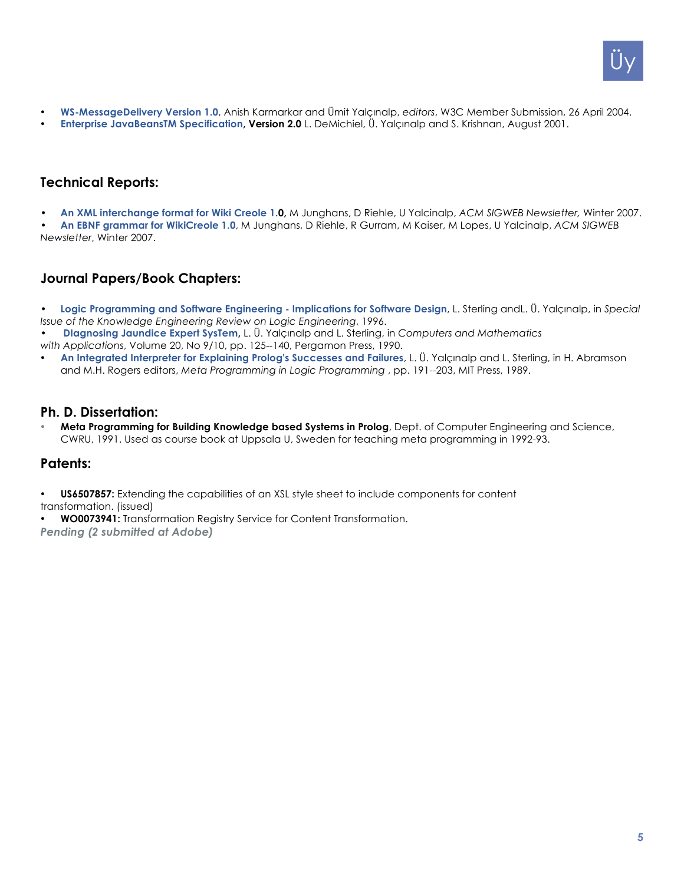- **WS-MessageDelivery Version 1.0**, Anish Karmarkar and Ümit Yalçınalp, *editors*, W3C Member Submission, 26 April 2004.
- **Enterprise JavaBeansTM Specification, Version 2.0** L. DeMichiel, Ü. Yalçınalp and S. Krishnan, August 2001.

## Technical Reports:

- **An XML interchange format for Wiki Creole 1.0,** M Junghans, D Riehle, U Yalcinalp, *ACM SIGWEB Newsletter,* Winter 2007.
- **An EBNF grammar for WikiCreole 1.0**, M Junghans, D Riehle, R Gurram, M Kaiser, M Lopes, U Yalcinalp, *ACM SIGWEB Newsletter*, Winter 2007.

## Journal Papers/Book Chapters:

- **Logic Programming and Software Engineering - Implications for Software Design**, L. Sterling andL. Ü. Yalçınalp, in *Special Issue of the Knowledge Engineering Review on Logic Engineering*, 1996.
- **DIagnosing Jaundice Expert SysTem,** L. Ü. Yalçınalp and L. Sterling, in *Computers and Mathematics with Applications*, Volume 20, No 9/10, pp. 125--140, Pergamon Press, 1990.
- **An Integrated Interpreter for Explaining Prolog's Successes and Failures**, L. Ü. Yalçınalp and L. Sterling, in H. Abramson and M.H. Rogers editors, *Meta Programming in Logic Programming* , pp. 191--203, MIT Press, 1989.

## Ph. D. Dissertation:

- **Meta Programming for Building Knowledge based Systems in Prolog**, Dept. of Computer Engineering and Science, CWRU, 1991. Used as course book at Uppsala U, Sweden for teaching meta programming in 1992-93.

## Patents:

- **US6507857:** Extending the capabilities of an XSL style sheet to include components for content transformation. (issued)
- **WO0073941:** Transformation Registry Service for Content Transformation.

***Pending (2 submitted at Adobe)***